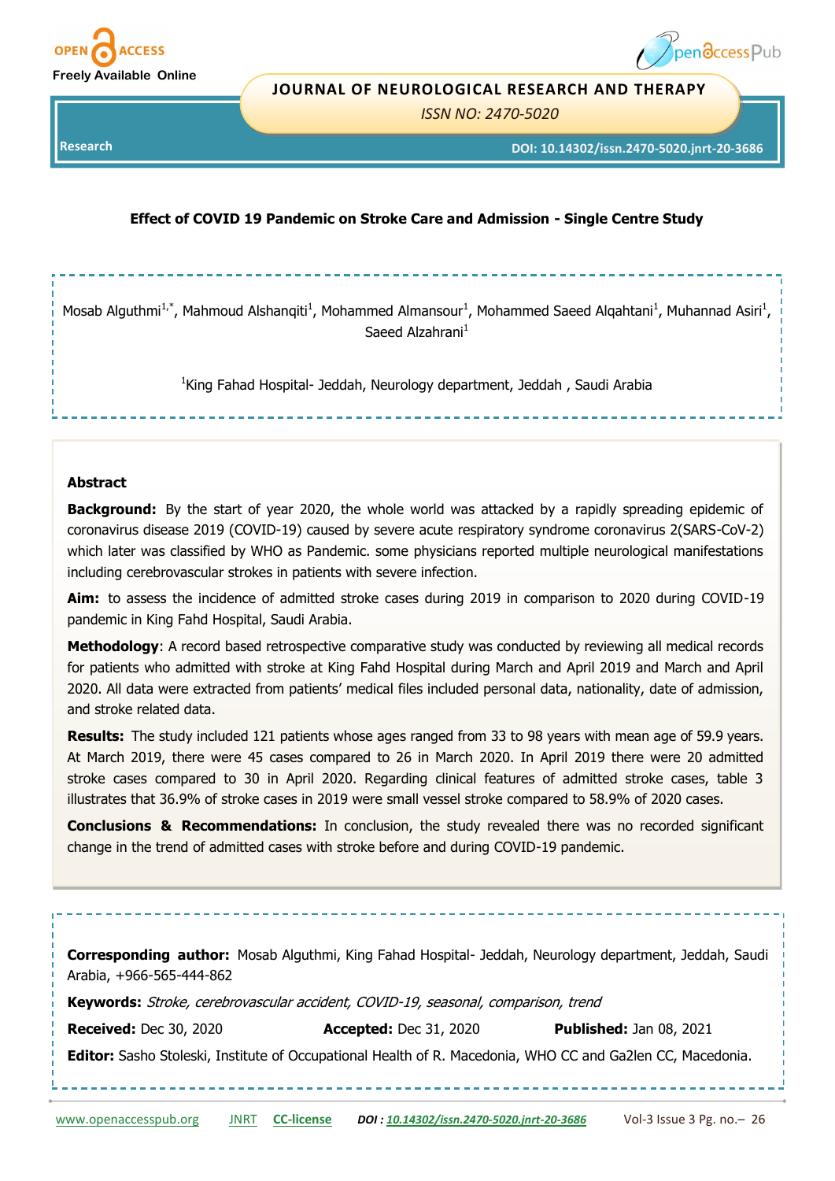Research

DOI: 10.14302/issn.2470-5020.jrnt-20-3686

# Effect of COVID 19 Pandemic on Stroke Care and Admission - Single Centre Study

Mosab Alguthmi[1,*], Mahmoud Alshanqiti[1], Mohammed Almansour[1], Mohammed Saeed Alqahtani[1], Muhannad Asiri[1], Saeed Alzahrani[1]

[1]King Fahad Hospital- Jeddah, Neurology department, Jeddah , Saudi Arabia

## Abstract

**Background:** By the start of year 2020, the whole world was attacked by a rapidly spreading epidemic of coronavirus disease 2019 (COVID-19) caused by severe acute respiratory syndrome coronavirus 2(SARS-CoV-2) which later was classified by WHO as Pandemic. some physicians reported multiple neurological manifestations including cerebrovascular strokes in patients with severe infection.

**Aim:** to assess the incidence of admitted stroke cases during 2019 in comparison to 2020 during COVID-19 pandemic in King Fahd Hospital, Saudi Arabia.

**Methodology**: A record based retrospective comparative study was conducted by reviewing all medical records for patients who admitted with stroke at King Fahd Hospital during March and April 2019 and March and April 2020. All data were extracted from patients' medical files included personal data, nationality, date of admission, and stroke related data.

**Results:** The study included 121 patients whose ages ranged from 33 to 98 years with mean age of 59.9 years. At March 2019, there were 45 cases compared to 26 in March 2020. In April 2019 there were 20 admitted stroke cases compared to 30 in April 2020. Regarding clinical features of admitted stroke cases, table 3 illustrates that 36.9% of stroke cases in 2019 were small vessel stroke compared to 58.9% of 2020 cases.

**Conclusions & Recommendations:** In conclusion, the study revealed there was no recorded significant change in the trend of admitted cases with stroke before and during COVID-19 pandemic.

**Corresponding author:** Mosab Alguthmi, King Fahad Hospital- Jeddah, Neurology department, Jeddah, Saudi Arabia, +966-565-444-862

**Keywords:** *Stroke, cerebrovascular accident, COVID-19, seasonal, comparison, trend*

**Received:** Dec 30, 2020 **Accepted:** Dec 31, 2020 **Published:** Jan 08, 2021

**Editor:** Sasho Stoleski, Institute of Occupational Health of R. Macedonia, WHO CC and Ga2len CC, Macedonia.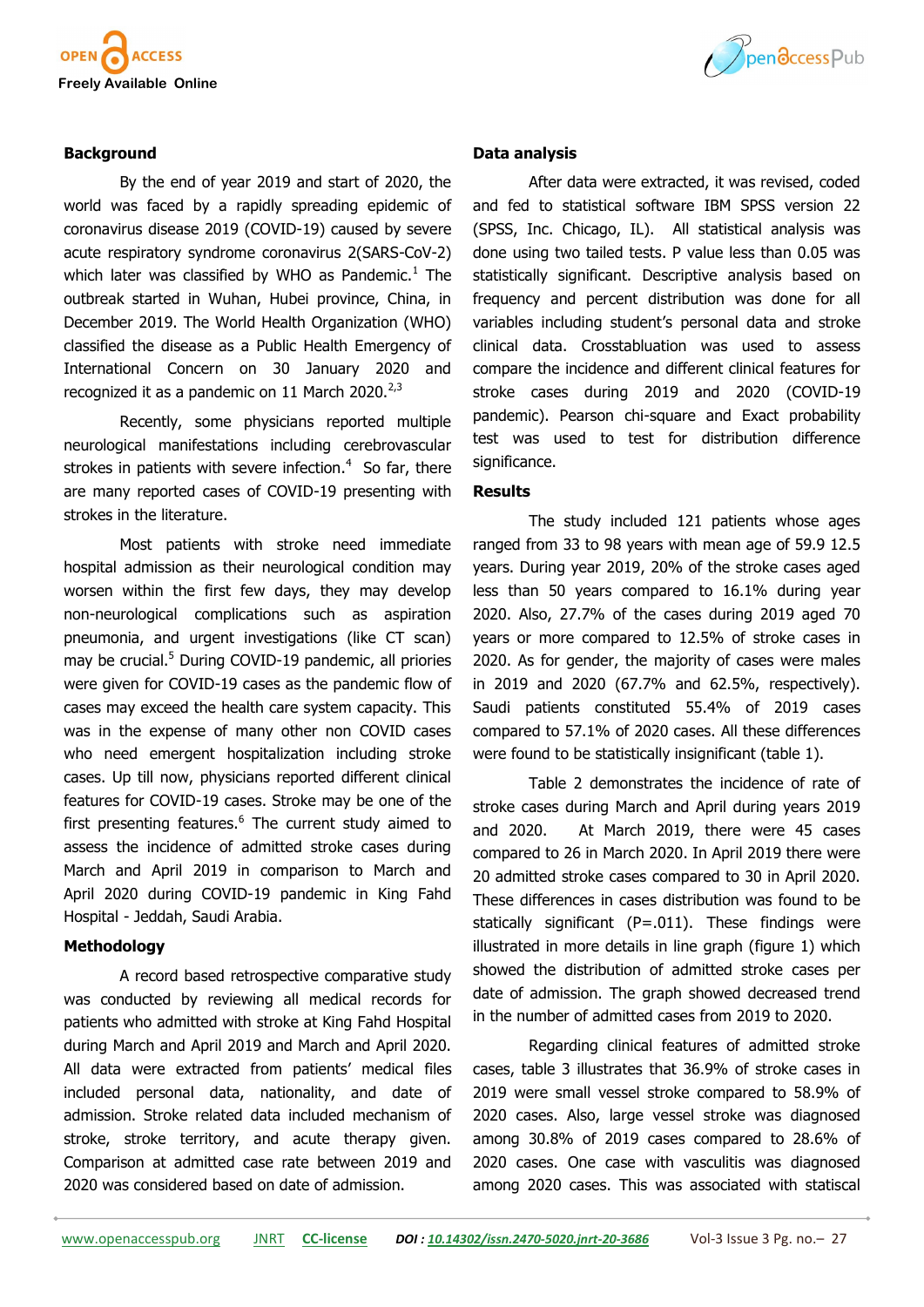## Background

By the end of year 2019 and start of 2020, the world was faced by a rapidly spreading epidemic of coronavirus disease 2019 (COVID-19) caused by severe acute respiratory syndrome coronavirus 2(SARS-CoV-2) which later was classified by WHO as Pandemic.[1] The outbreak started in Wuhan, Hubei province, China, in December 2019. The World Health Organization (WHO) classified the disease as a Public Health Emergency of International Concern on 30 January 2020 and recognized it as a pandemic on 11 March 2020.[2,3]

Recently, some physicians reported multiple neurological manifestations including cerebrovascular strokes in patients with severe infection.[4] So far, there are many reported cases of COVID-19 presenting with strokes in the literature.

Most patients with stroke need immediate hospital admission as their neurological condition may worsen within the first few days, they may develop non-neurological complications such as aspiration pneumonia, and urgent investigations (like CT scan) may be crucial.[5] During COVID-19 pandemic, all priories were given for COVID-19 cases as the pandemic flow of cases may exceed the health care system capacity. This was in the expense of many other non COVID cases who need emergent hospitalization including stroke cases. Up till now, physicians reported different clinical features for COVID-19 cases. Stroke may be one of the first presenting features.[6] The current study aimed to assess the incidence of admitted stroke cases during March and April 2019 in comparison to March and April 2020 during COVID-19 pandemic in King Fahd Hospital - Jeddah, Saudi Arabia.

## Methodology

A record based retrospective comparative study was conducted by reviewing all medical records for patients who admitted with stroke at King Fahd Hospital during March and April 2019 and March and April 2020. All data were extracted from patients' medical files included personal data, nationality, and date of admission. Stroke related data included mechanism of stroke, stroke territory, and acute therapy given. Comparison at admitted case rate between 2019 and 2020 was considered based on date of admission.

## Data analysis

After data were extracted, it was revised, coded and fed to statistical software IBM SPSS version 22 (SPSS, Inc. Chicago, IL). All statistical analysis was done using two tailed tests. P value less than 0.05 was statistically significant. Descriptive analysis based on frequency and percent distribution was done for all variables including student's personal data and stroke clinical data. Crosstabluation was used to assess compare the incidence and different clinical features for stroke cases during 2019 and 2020 (COVID-19 pandemic). Pearson chi-square and Exact probability test was used to test for distribution difference significance.

## Results

The study included 121 patients whose ages ranged from 33 to 98 years with mean age of 59.9 12.5 years. During year 2019, 20% of the stroke cases aged less than 50 years compared to 16.1% during year 2020. Also, 27.7% of the cases during 2019 aged 70 years or more compared to 12.5% of stroke cases in 2020. As for gender, the majority of cases were males in 2019 and 2020 (67.7% and 62.5%, respectively). Saudi patients constituted 55.4% of 2019 cases compared to 57.1% of 2020 cases. All these differences were found to be statistically insignificant (table 1).

Table 2 demonstrates the incidence of rate of stroke cases during March and April during years 2019 and 2020. At March 2019, there were 45 cases compared to 26 in March 2020. In April 2019 there were 20 admitted stroke cases compared to 30 in April 2020. These differences in cases distribution was found to be statically significant (P=.011). These findings were illustrated in more details in line graph (figure 1) which showed the distribution of admitted stroke cases per date of admission. The graph showed decreased trend in the number of admitted cases from 2019 to 2020.

Regarding clinical features of admitted stroke cases, table 3 illustrates that 36.9% of stroke cases in 2019 were small vessel stroke compared to 58.9% of 2020 cases. Also, large vessel stroke was diagnosed among 30.8% of 2019 cases compared to 28.6% of 2020 cases. One case with vasculitis was diagnosed among 2020 cases. This was associated with statiscal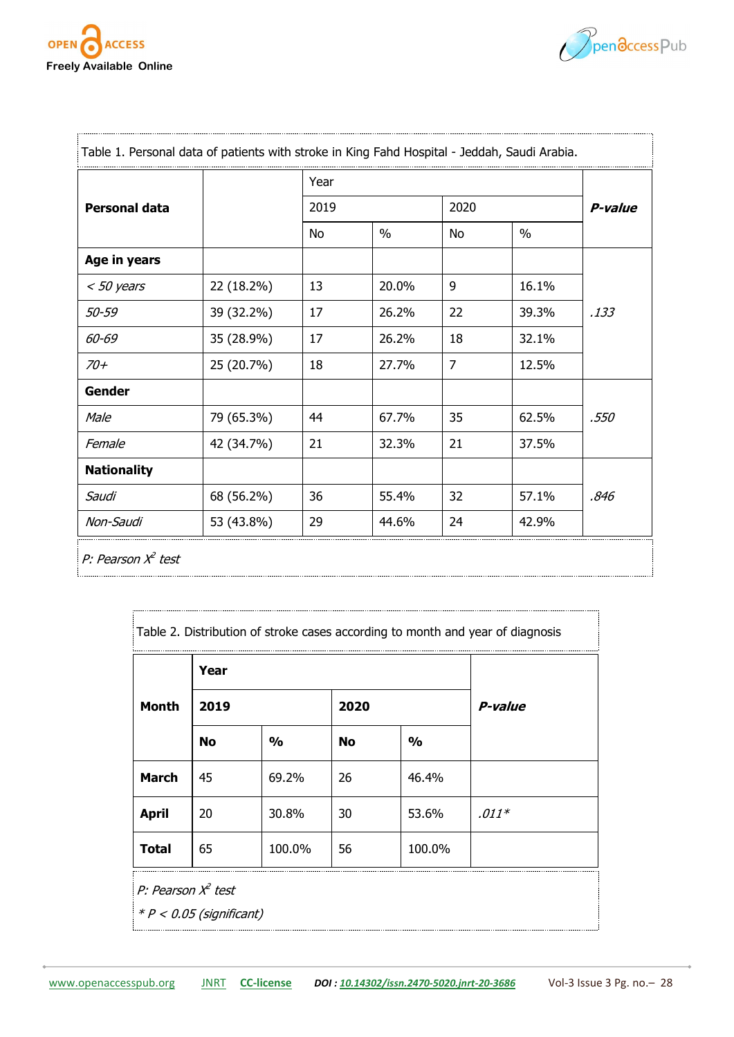Table 1. Personal data of patients with stroke in King Fahd Hospital - Jeddah, Saudi Arabia.

| Personal data | | Year | | | | P-value |
|---|---|---|---|---|---|---|
| | | 2019 | | 2020 | | |
| | | No | % | No | % | |
| **Age in years** | | | | | | |
| *< 50 years* | 22 (18.2%) | 13 | 20.0% | 9 | 16.1% | |
| *50-59* | 39 (32.2%) | 17 | 26.2% | 22 | 39.3% | *.133* |
| *60-69* | 35 (28.9%) | 17 | 26.2% | 18 | 32.1% | |
| *70+* | 25 (20.7%) | 18 | 27.7% | 7 | 12.5% | |
| **Gender** | | | | | | |
| *Male* | 79 (65.3%) | 44 | 67.7% | 35 | 62.5% | *.550* |
| *Female* | 42 (34.7%) | 21 | 32.3% | 21 | 37.5% | |
| **Nationality** | | | | | | |
| *Saudi* | 68 (56.2%) | 36 | 55.4% | 32 | 57.1% | *.846* |
| *Non-Saudi* | 53 (43.8%) | 29 | 44.6% | 24 | 42.9% | |

*P: Pearson $X^2$ test*

Table 2. Distribution of stroke cases according to month and year of diagnosis

| Month | Year | | | | P-value |
|---|---|---|---|---|---|
| | 2019 | | 2020 | | |
| | No | % | No | % | |
| **March** | 45 | 69.2% | 26 | 46.4% | |
| **April** | 20 | 30.8% | 30 | 53.6% | *.011** |
| **Total** | 65 | 100.0% | 56 | 100.0% | |

*P: Pearson $X^2$ test*

*\* $P < 0.05$ (significant)*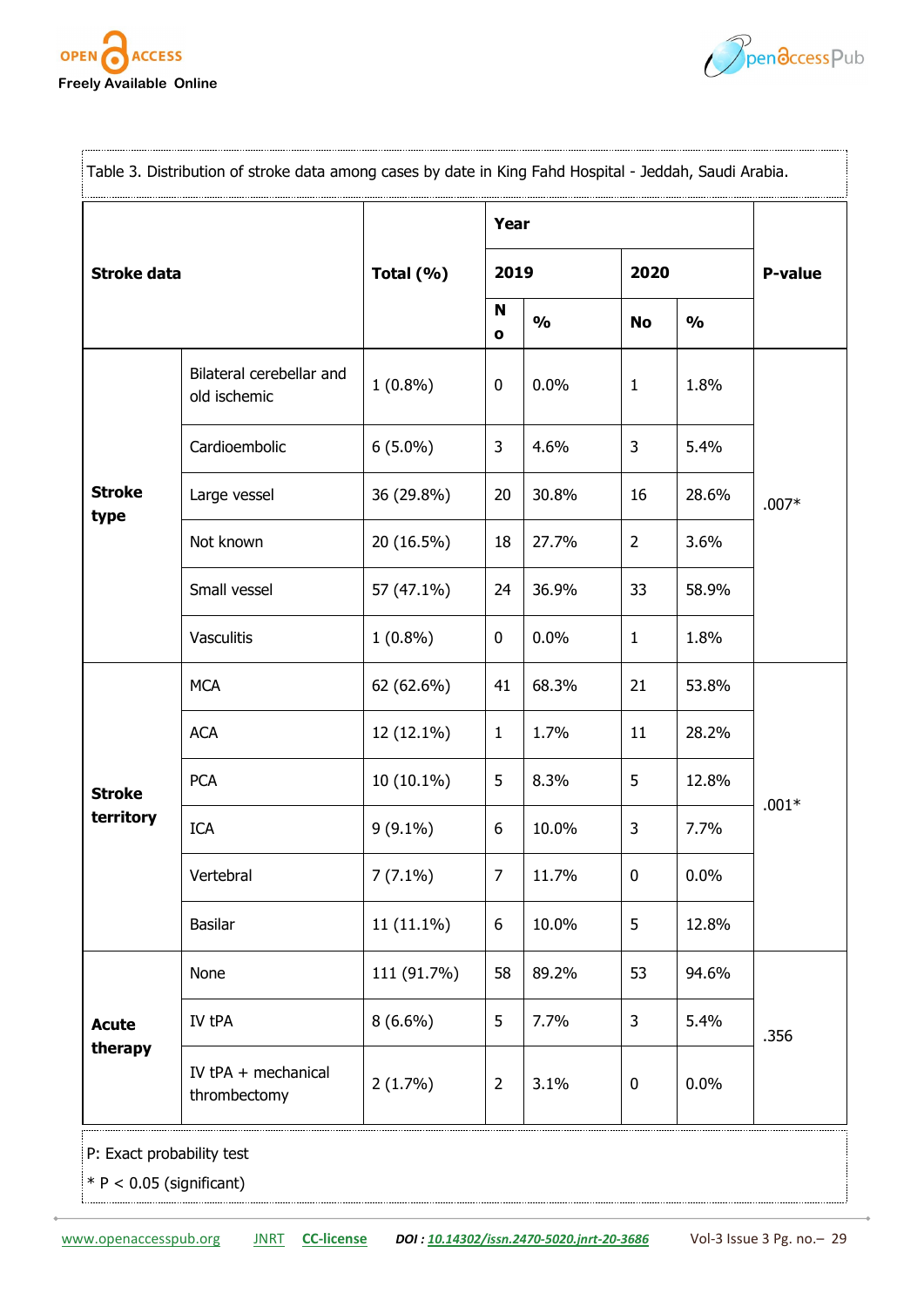Table 3. Distribution of stroke data among cases by date in King Fahd Hospital - Jeddah, Saudi Arabia.

| Stroke data | | Total (%) | Year | | | | P-value |
|---|---|---|---|---|---|---|---|
| | | | 2019 | | 2020 | | |
| | | | No | % | No | % | |
| Stroke type | Bilateral cerebellar and old ischemic | 1 (0.8%) | 0 | 0.0% | 1 | 1.8% | .007* |
| | Cardioembolic | 6 (5.0%) | 3 | 4.6% | 3 | 5.4% | |
| | Large vessel | 36 (29.8%) | 20 | 30.8% | 16 | 28.6% | |
| | Not known | 20 (16.5%) | 18 | 27.7% | 2 | 3.6% | |
| | Small vessel | 57 (47.1%) | 24 | 36.9% | 33 | 58.9% | |
| | Vasculitis | 1 (0.8%) | 0 | 0.0% | 1 | 1.8% | |
| Stroke territory | MCA | 62 (62.6%) | 41 | 68.3% | 21 | 53.8% | .001* |
| | ACA | 12 (12.1%) | 1 | 1.7% | 11 | 28.2% | |
| | PCA | 10 (10.1%) | 5 | 8.3% | 5 | 12.8% | |
| | ICA | 9 (9.1%) | 6 | 10.0% | 3 | 7.7% | |
| | Vertebral | 7 (7.1%) | 7 | 11.7% | 0 | 0.0% | |
| | Basilar | 11 (11.1%) | 6 | 10.0% | 5 | 12.8% | |
| Acute therapy | None | 111 (91.7%) | 58 | 89.2% | 53 | 94.6% | .356 |
| | IV tPA | 8 (6.6%) | 5 | 7.7% | 3 | 5.4% | |
| | IV tPA + mechanical thrombectomy | 2 (1.7%) | 2 | 3.1% | 0 | 0.0% | |

P: Exact probability test

* $P < 0.05$ (significant)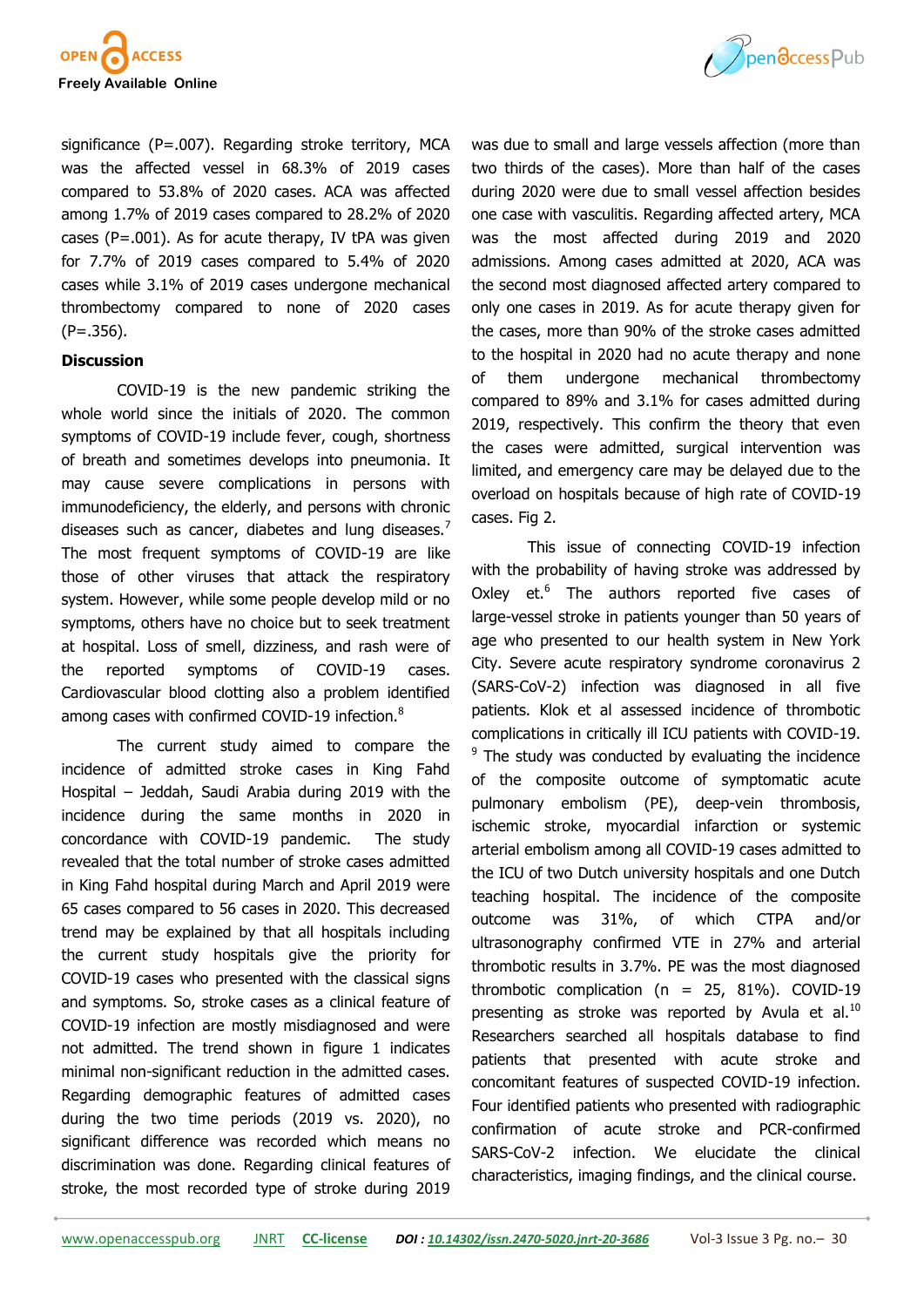significance (P=.007). Regarding stroke territory, MCA was the affected vessel in 68.3% of 2019 cases compared to 53.8% of 2020 cases. ACA was affected among 1.7% of 2019 cases compared to 28.2% of 2020 cases (P=.001). As for acute therapy, IV tPA was given for 7.7% of 2019 cases compared to 5.4% of 2020 cases while 3.1% of 2019 cases undergone mechanical thrombectomy compared to none of 2020 cases (P=.356).

## Discussion

COVID-19 is the new pandemic striking the whole world since the initials of 2020. The common symptoms of COVID-19 include fever, cough, shortness of breath and sometimes develops into pneumonia. It may cause severe complications in persons with immunodeficiency, the elderly, and persons with chronic diseases such as cancer, diabetes and lung diseases.[7] The most frequent symptoms of COVID-19 are like those of other viruses that attack the respiratory system. However, while some people develop mild or no symptoms, others have no choice but to seek treatment at hospital. Loss of smell, dizziness, and rash were of the reported symptoms of COVID-19 cases. Cardiovascular blood clotting also a problem identified among cases with confirmed COVID-19 infection.[8]

The current study aimed to compare the incidence of admitted stroke cases in King Fahd Hospital – Jeddah, Saudi Arabia during 2019 with the incidence during the same months in 2020 in concordance with COVID-19 pandemic. The study revealed that the total number of stroke cases admitted in King Fahd hospital during March and April 2019 were 65 cases compared to 56 cases in 2020. This decreased trend may be explained by that all hospitals including the current study hospitals give the priority for COVID-19 cases who presented with the classical signs and symptoms. So, stroke cases as a clinical feature of COVID-19 infection are mostly misdiagnosed and were not admitted. The trend shown in figure 1 indicates minimal non-significant reduction in the admitted cases. Regarding demographic features of admitted cases during the two time periods (2019 vs. 2020), no significant difference was recorded which means no discrimination was done. Regarding clinical features of stroke, the most recorded type of stroke during 2019 was due to small and large vessels affection (more than two thirds of the cases). More than half of the cases during 2020 were due to small vessel affection besides one case with vasculitis. Regarding affected artery, MCA was the most affected during 2019 and 2020 admissions. Among cases admitted at 2020, ACA was the second most diagnosed affected artery compared to only one cases in 2019. As for acute therapy given for the cases, more than 90% of the stroke cases admitted to the hospital in 2020 had no acute therapy and none of them undergone mechanical thrombectomy compared to 89% and 3.1% for cases admitted during 2019, respectively. This confirm the theory that even the cases were admitted, surgical intervention was limited, and emergency care may be delayed due to the overload on hospitals because of high rate of COVID-19 cases. Fig 2.

This issue of connecting COVID-19 infection with the probability of having stroke was addressed by Oxley et.[6] The authors reported five cases of large-vessel stroke in patients younger than 50 years of age who presented to our health system in New York City. Severe acute respiratory syndrome coronavirus 2 (SARS-CoV-2) infection was diagnosed in all five patients. Klok et al assessed incidence of thrombotic complications in critically ill ICU patients with COVID-19.[9] The study was conducted by evaluating the incidence of the composite outcome of symptomatic acute pulmonary embolism (PE), deep-vein thrombosis, ischemic stroke, myocardial infarction or systemic arterial embolism among all COVID-19 cases admitted to the ICU of two Dutch university hospitals and one Dutch teaching hospital. The incidence of the composite outcome was 31%, of which CTPA and/or ultrasonography confirmed VTE in 27% and arterial thrombotic results in 3.7%. PE was the most diagnosed thrombotic complication (n = 25, 81%). COVID-19 presenting as stroke was reported by Avula et al.[10] Researchers searched all hospitals database to find patients that presented with acute stroke and concomitant features of suspected COVID-19 infection. Four identified patients who presented with radiographic confirmation of acute stroke and PCR-confirmed SARS-CoV-2 infection. We elucidate the clinical characteristics, imaging findings, and the clinical course.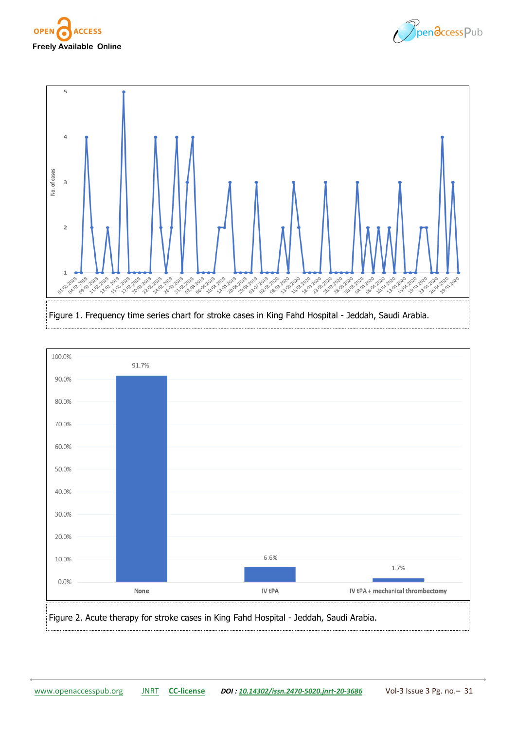Figure 1. Frequency time series chart for stroke cases in King Fahd Hospital - Jeddah, Saudi Arabia.

Figure 2. Acute therapy for stroke cases in King Fahd Hospital - Jeddah, Saudi Arabia.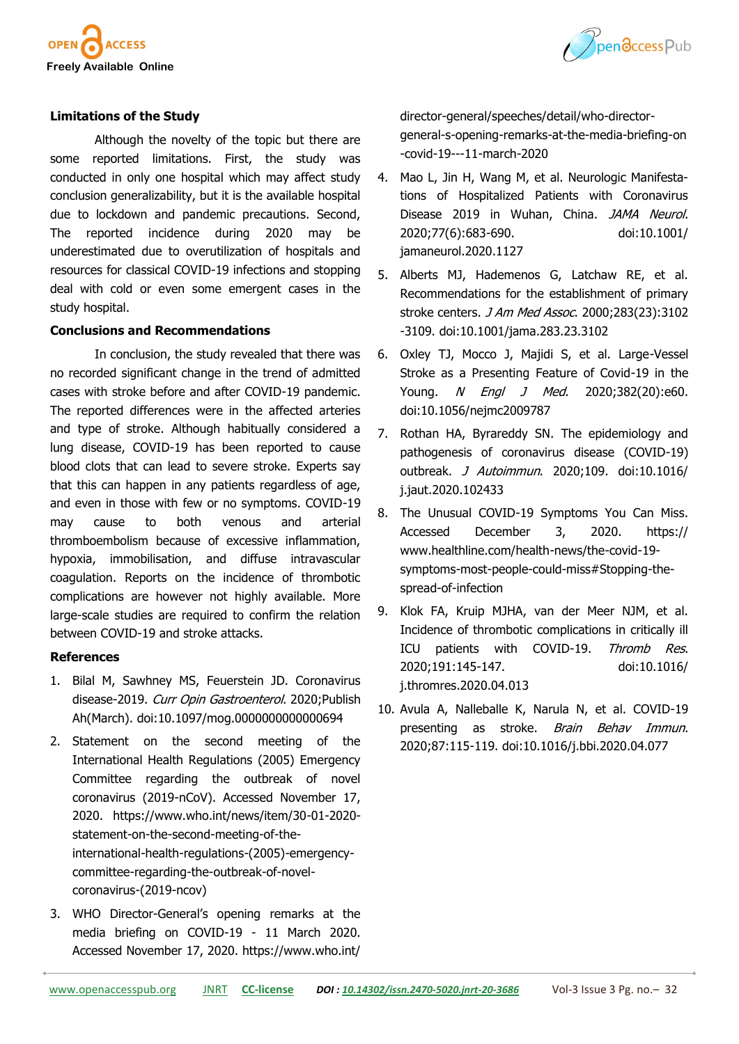### Limitations of the Study

Although the novelty of the topic but there are some reported limitations. First, the study was conducted in only one hospital which may affect study conclusion generalizability, but it is the available hospital due to lockdown and pandemic precautions. Second, The reported incidence during 2020 may be underestimated due to overutilization of hospitals and resources for classical COVID-19 infections and stopping deal with cold or even some emergent cases in the study hospital.

### Conclusions and Recommendations

In conclusion, the study revealed that there was no recorded significant change in the trend of admitted cases with stroke before and after COVID-19 pandemic. The reported differences were in the affected arteries and type of stroke. Although habitually considered a lung disease, COVID-19 has been reported to cause blood clots that can lead to severe stroke. Experts say that this can happen in any patients regardless of age, and even in those with few or no symptoms. COVID-19 may cause to both venous and arterial thromboembolism because of excessive inflammation, hypoxia, immobilisation, and diffuse intravascular coagulation. Reports on the incidence of thrombotic complications are however not highly available. More large-scale studies are required to confirm the relation between COVID-19 and stroke attacks.

### References

1. Bilal M, Sawhney MS, Feuerstein JD. Coronavirus disease-2019. *Curr Opin Gastroenterol*. 2020;Publish Ah(March). doi:10.1097/mog.0000000000000694
2. Statement on the second meeting of the International Health Regulations (2005) Emergency Committee regarding the outbreak of novel coronavirus (2019-nCoV). Accessed November 17, 2020. https://www.who.int/news/item/30-01-2020-statement-on-the-second-meeting-of-the-international-health-regulations-(2005)-emergency-committee-regarding-the-outbreak-of-novel-coronavirus-(2019-ncov)
3. WHO Director-General's opening remarks at the media briefing on COVID-19 - 11 March 2020. Accessed November 17, 2020. https://www.who.int/director-general/speeches/detail/who-director-general-s-opening-remarks-at-the-media-briefing-on-covid-19---11-march-2020
4. Mao L, Jin H, Wang M, et al. Neurologic Manifestations of Hospitalized Patients with Coronavirus Disease 2019 in Wuhan, China. *JAMA Neurol*. 2020;77(6):683-690. doi:10.1001/jamaneurol.2020.1127
5. Alberts MJ, Hademenos G, Latchaw RE, et al. Recommendations for the establishment of primary stroke centers. *J Am Med Assoc*. 2000;283(23):3102-3109. doi:10.1001/jama.283.23.3102
6. Oxley TJ, Mocco J, Majidi S, et al. Large-Vessel Stroke as a Presenting Feature of Covid-19 in the Young. *N Engl J Med*. 2020;382(20):e60. doi:10.1056/nejmc2009787
7. Rothan HA, Byrareddy SN. The epidemiology and pathogenesis of coronavirus disease (COVID-19) outbreak. *J Autoimmun*. 2020;109. doi:10.1016/j.jaut.2020.102433
8. The Unusual COVID-19 Symptoms You Can Miss. Accessed December 3, 2020. https://www.healthline.com/health-news/the-covid-19-symptoms-most-people-could-miss#Stopping-the-spread-of-infection
9. Klok FA, Kruip MJHA, van der Meer NJM, et al. Incidence of thrombotic complications in critically ill ICU patients with COVID-19. *Thromb Res*. 2020;191:145-147. doi:10.1016/j.thromres.2020.04.013
10. Avula A, Nalleballe K, Narula N, et al. COVID-19 presenting as stroke. *Brain Behav Immun*. 2020;87:115-119. doi:10.1016/j.bbi.2020.04.077